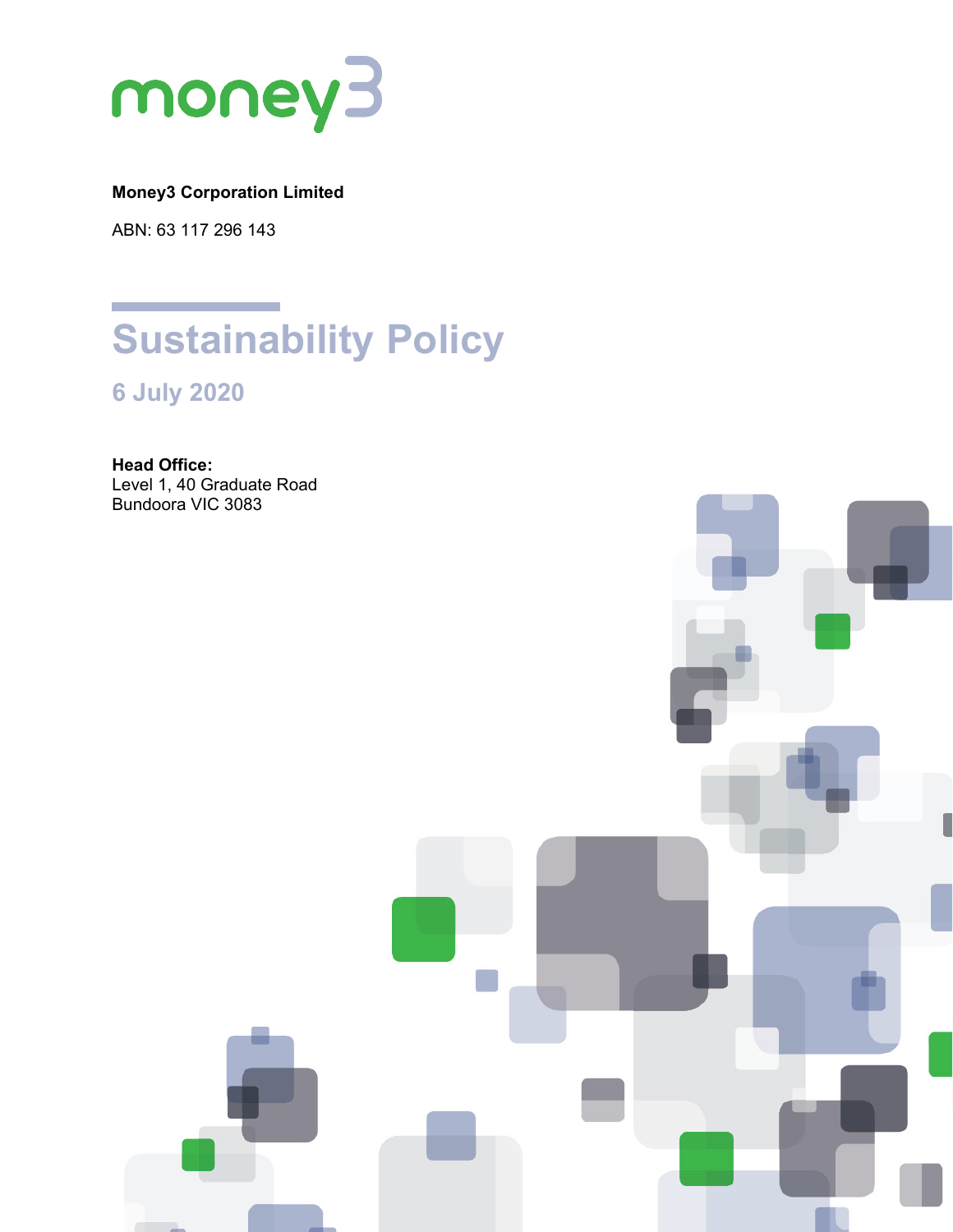money3

**Money3 Corporation Limited**

ABN: 63 117 296 143

# Sustainability Policy

## 6 July 2020

**Head Office:**
Level 1, 40 Graduate Road
Bundoora VIC 3083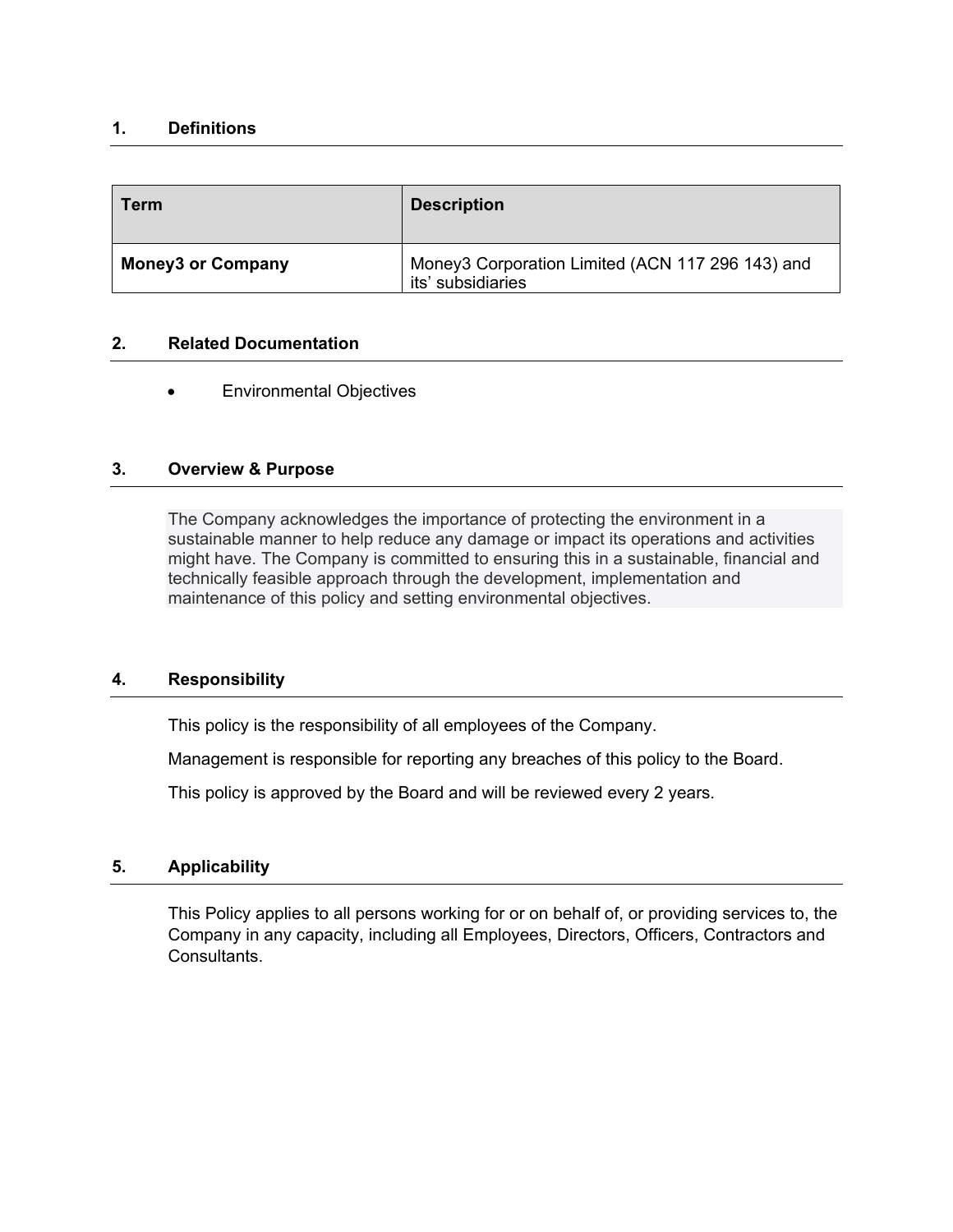## 1. Definitions

| Term | Description |
|---|---|
| **Money3 or Company** | Money3 Corporation Limited (ACN 117 296 143) and its' subsidiaries |

## 2. Related Documentation

- Environmental Objectives

## 3. Overview & Purpose

The Company acknowledges the importance of protecting the environment in a sustainable manner to help reduce any damage or impact its operations and activities might have. The Company is committed to ensuring this in a sustainable, financial and technically feasible approach through the development, implementation and maintenance of this policy and setting environmental objectives.

## 4. Responsibility

This policy is the responsibility of all employees of the Company.

Management is responsible for reporting any breaches of this policy to the Board.

This policy is approved by the Board and will be reviewed every 2 years.

## 5. Applicability

This Policy applies to all persons working for or on behalf of, or providing services to, the Company in any capacity, including all Employees, Directors, Officers, Contractors and Consultants.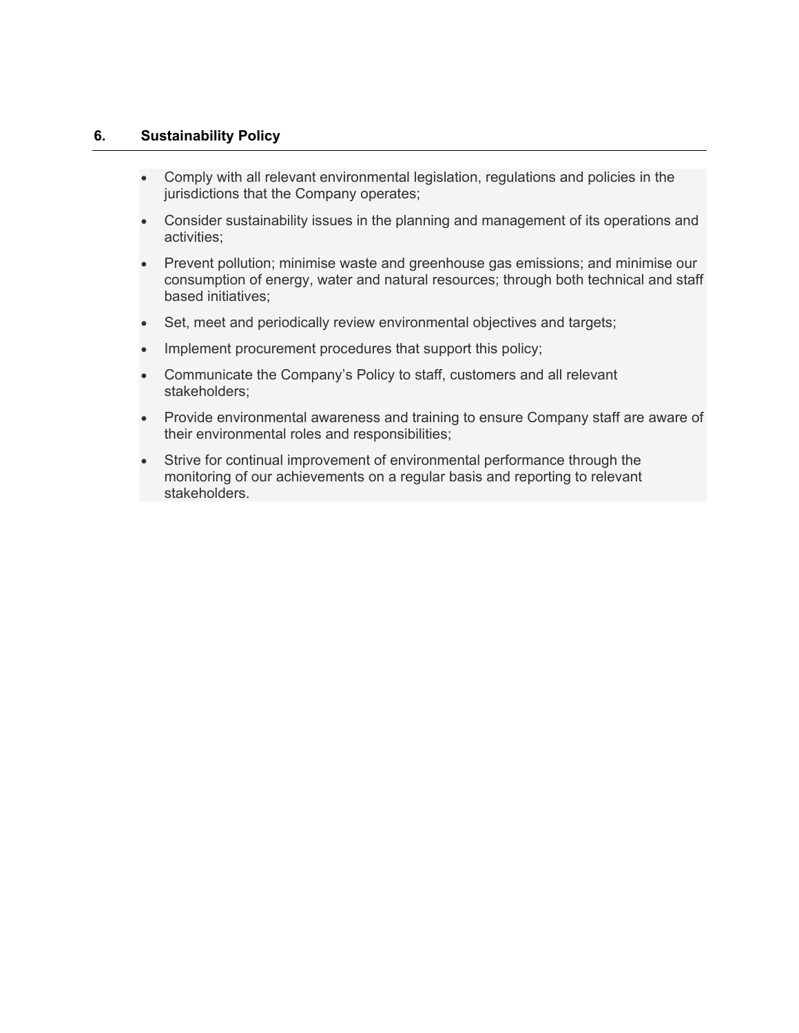## 6. Sustainability Policy

- Comply with all relevant environmental legislation, regulations and policies in the jurisdictions that the Company operates;
- Consider sustainability issues in the planning and management of its operations and activities;
- Prevent pollution; minimise waste and greenhouse gas emissions; and minimise our consumption of energy, water and natural resources; through both technical and staff based initiatives;
- Set, meet and periodically review environmental objectives and targets;
- Implement procurement procedures that support this policy;
- Communicate the Company's Policy to staff, customers and all relevant stakeholders;
- Provide environmental awareness and training to ensure Company staff are aware of their environmental roles and responsibilities;
- Strive for continual improvement of environmental performance through the monitoring of our achievements on a regular basis and reporting to relevant stakeholders.